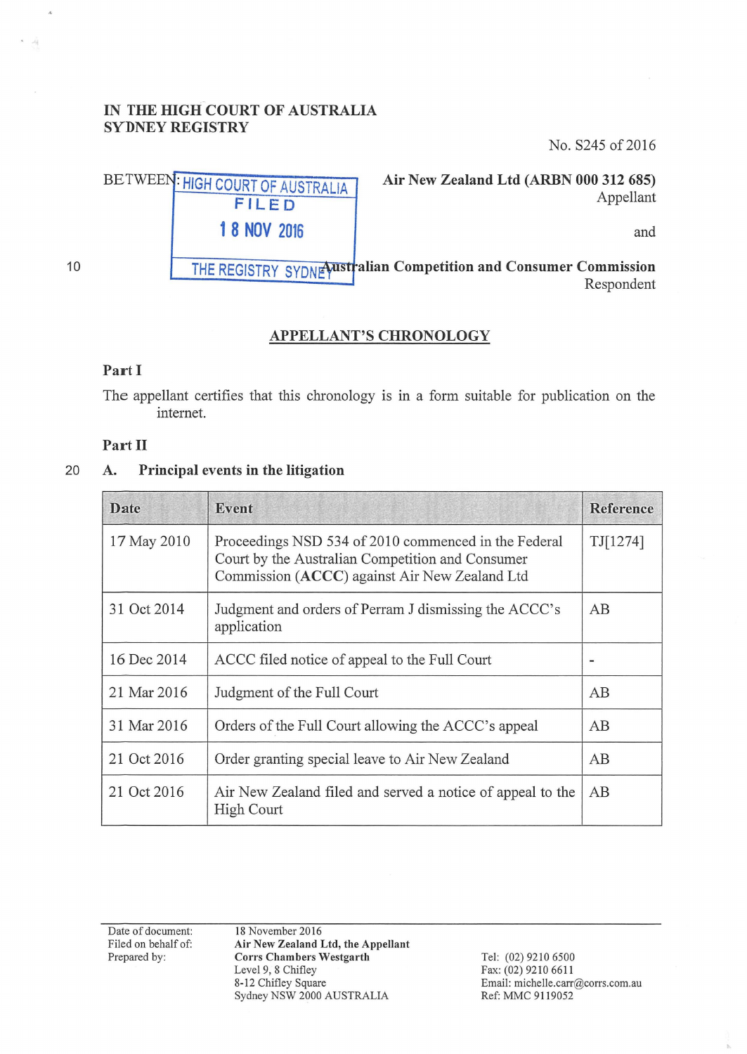IN THE HIGH COURT OF AUSTRALIA
SYDNEY REGISTRY

No. S245 of 2016

HIGH COURT OF AUSTRALIA
FILED
18 NOV 2016
THE REGISTRY SYDNEY

BETWEEN: **Air New Zealand Ltd (ARBN 000 312 685)**
Appellant

and

**Australian Competition and Consumer Commission**
Respondent

## APPELLANT'S CHRONOLOGY

**Part I**

The appellant certifies that this chronology is in a form suitable for publication on the internet.

**Part II**

### A. Principal events in the litigation

| Date | Event | Reference |
|---|---|---|
| 17 May 2010 | Proceedings NSD 534 of 2010 commenced in the Federal Court by the Australian Competition and Consumer Commission (**ACCC**) against Air New Zealand Ltd | TJ[1274] |
| 31 Oct 2014 | Judgment and orders of Perram J dismissing the ACCC's application | AB |
| 16 Dec 2014 | ACCC filed notice of appeal to the Full Court | - |
| 21 Mar 2016 | Judgment of the Full Court | AB |
| 31 Mar 2016 | Orders of the Full Court allowing the ACCC's appeal | AB |
| 21 Oct 2016 | Order granting special leave to Air New Zealand | AB |
| 21 Oct 2016 | Air New Zealand filed and served a notice of appeal to the High Court | AB |

Date of document: 18 November 2016
Filed on behalf of: **Air New Zealand Ltd, the Appellant**
Prepared by: **Corrs Chambers Westgarth**
Level 9, 8 Chifley
8-12 Chifley Square
Sydney NSW 2000 AUSTRALIA

Tel: (02) 9210 6500
Fax: (02) 9210 6611
Email: michelle.carr@corrs.com.au
Ref: MMC 9119052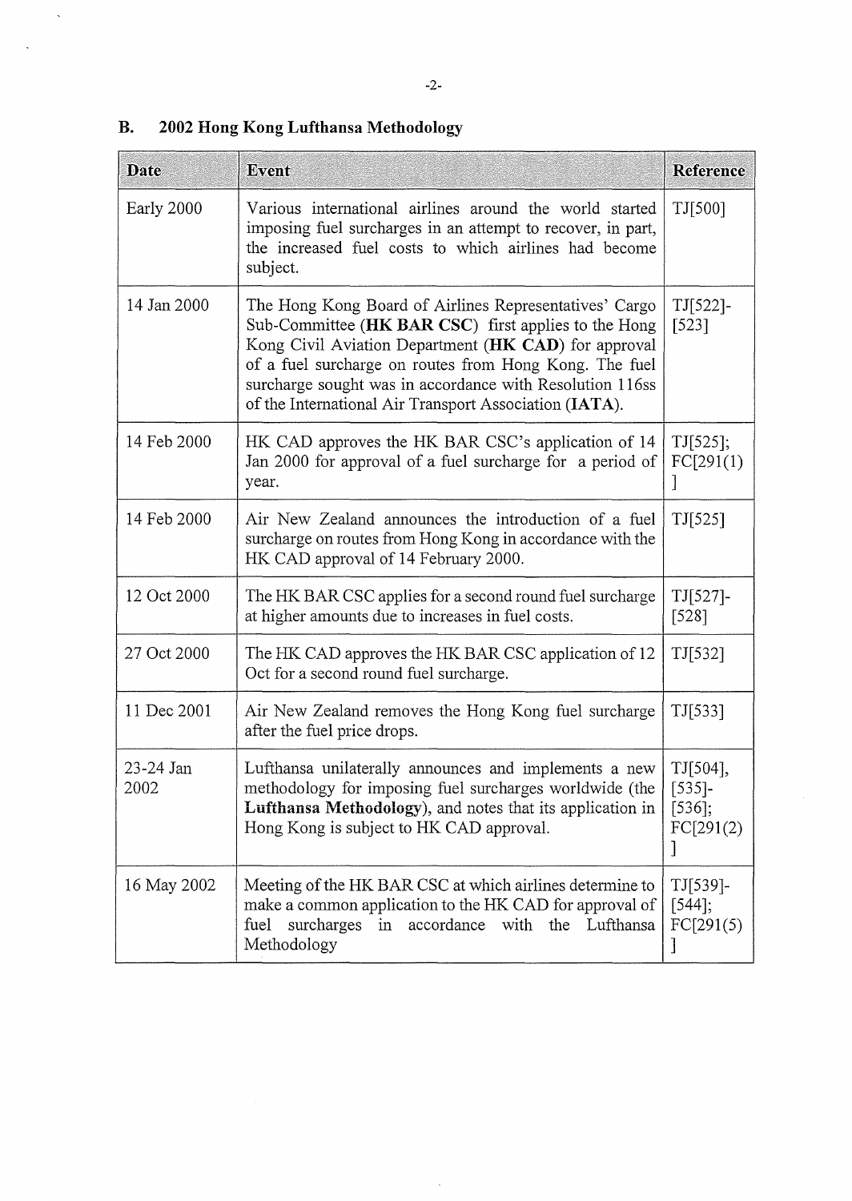## B. 2002 Hong Kong Lufthansa Methodology

| Date | Event | Reference |
|---|---|---|
| Early 2000 | Various international airlines around the world started imposing fuel surcharges in an attempt to recover, in part, the increased fuel costs to which airlines had become subject. | TJ[500] |
| 14 Jan 2000 | The Hong Kong Board of Airlines Representatives' Cargo Sub-Committee (**HK BAR CSC**) first applies to the Hong Kong Civil Aviation Department (**HK CAD**) for approval of a fuel surcharge on routes from Hong Kong. The fuel surcharge sought was in accordance with Resolution 116ss of the International Air Transport Association (**IATA**). | TJ[522]-[523] |
| 14 Feb 2000 | HK CAD approves the HK BAR CSC's application of 14 Jan 2000 for approval of a fuel surcharge for a period of year. | TJ[525]; FC[291(1)] |
| 14 Feb 2000 | Air New Zealand announces the introduction of a fuel surcharge on routes from Hong Kong in accordance with the HK CAD approval of 14 February 2000. | TJ[525] |
| 12 Oct 2000 | The HK BAR CSC applies for a second round fuel surcharge at higher amounts due to increases in fuel costs. | TJ[527]-[528] |
| 27 Oct 2000 | The HK CAD approves the HK BAR CSC application of 12 Oct for a second round fuel surcharge. | TJ[532] |
| 11 Dec 2001 | Air New Zealand removes the Hong Kong fuel surcharge after the fuel price drops. | TJ[533] |
| 23-24 Jan 2002 | Lufthansa unilaterally announces and implements a new methodology for imposing fuel surcharges worldwide (the **Lufthansa Methodology**), and notes that its application in Hong Kong is subject to HK CAD approval. | TJ[504], [535]-[536]; FC[291(2)] |
| 16 May 2002 | Meeting of the HK BAR CSC at which airlines determine to make a common application to the HK CAD for approval of fuel surcharges in accordance with the Lufthansa Methodology | TJ[539]-[544]; FC[291(5)] |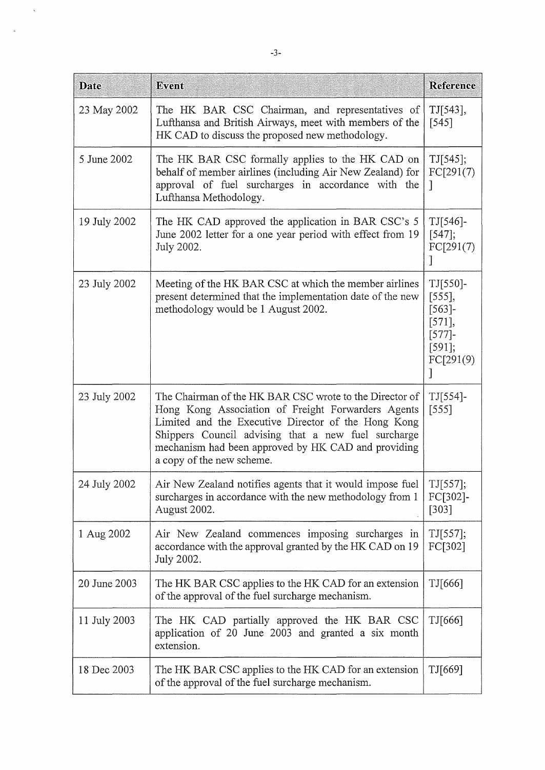| Date | Event | Reference |
| --- | --- | --- |
| 23 May 2002 | The HK BAR CSC Chairman, and representatives of Lufthansa and British Airways, meet with members of the HK CAD to discuss the proposed new methodology. | TJ[543], [545] |
| 5 June 2002 | The HK BAR CSC formally applies to the HK CAD on behalf of member airlines (including Air New Zealand) for approval of fuel surcharges in accordance with the Lufthansa Methodology. | TJ[545]; FC[291(7)] |
| 19 July 2002 | The HK CAD approved the application in BAR CSC's 5 June 2002 letter for a one year period with effect from 19 July 2002. | TJ[546]-[547]; FC[291(7)] |
| 23 July 2002 | Meeting of the HK BAR CSC at which the member airlines present determined that the implementation date of the new methodology would be 1 August 2002. | TJ[550]-[555], [563]-[571], [577]-[591]; FC[291(9)] |
| 23 July 2002 | The Chairman of the HK BAR CSC wrote to the Director of Hong Kong Association of Freight Forwarders Agents Limited and the Executive Director of the Hong Kong Shippers Council advising that a new fuel surcharge mechanism had been approved by HK CAD and providing a copy of the new scheme. | TJ[554]-[555] |
| 24 July 2002 | Air New Zealand notifies agents that it would impose fuel surcharges in accordance with the new methodology from 1 August 2002. | TJ[557]; FC[302]-[303] |
| 1 Aug 2002 | Air New Zealand commences imposing surcharges in accordance with the approval granted by the HK CAD on 19 July 2002. | TJ[557]; FC[302] |
| 20 June 2003 | The HK BAR CSC applies to the HK CAD for an extension of the approval of the fuel surcharge mechanism. | TJ[666] |
| 11 July 2003 | The HK CAD partially approved the HK BAR CSC application of 20 June 2003 and granted a six month extension. | TJ[666] |
| 18 Dec 2003 | The HK BAR CSC applies to the HK CAD for an extension of the approval of the fuel surcharge mechanism. | TJ[669] |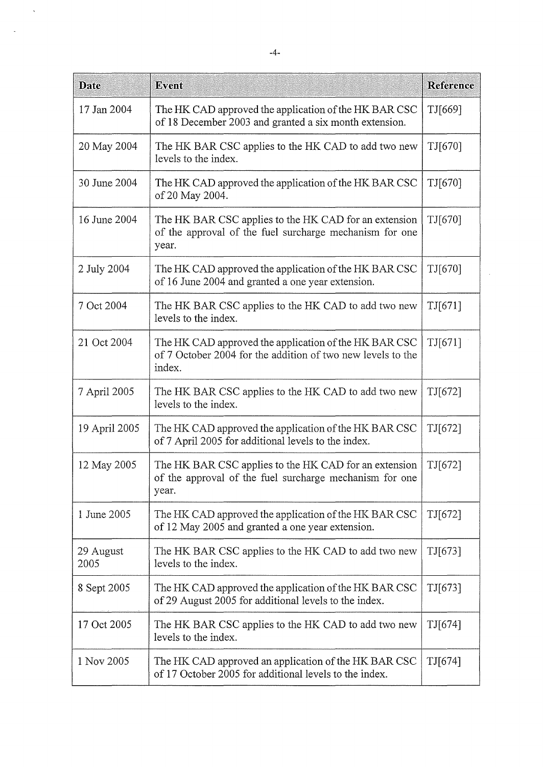| Date | Event | Reference |
|---|---|---|
| 17 Jan 2004 | The HK CAD approved the application of the HK BAR CSC of 18 December 2003 and granted a six month extension. | TJ[669] |
| 20 May 2004 | The HK BAR CSC applies to the HK CAD to add two new levels to the index. | TJ[670] |
| 30 June 2004 | The HK CAD approved the application of the HK BAR CSC of 20 May 2004. | TJ[670] |
| 16 June 2004 | The HK BAR CSC applies to the HK CAD for an extension of the approval of the fuel surcharge mechanism for one year. | TJ[670] |
| 2 July 2004 | The HK CAD approved the application of the HK BAR CSC of 16 June 2004 and granted a one year extension. | TJ[670] |
| 7 Oct 2004 | The HK BAR CSC applies to the HK CAD to add two new levels to the index. | TJ[671] |
| 21 Oct 2004 | The HK CAD approved the application of the HK BAR CSC of 7 October 2004 for the addition of two new levels to the index. | TJ[671] |
| 7 April 2005 | The HK BAR CSC applies to the HK CAD to add two new levels to the index. | TJ[672] |
| 19 April 2005 | The HK CAD approved the application of the HK BAR CSC of 7 April 2005 for additional levels to the index. | TJ[672] |
| 12 May 2005 | The HK BAR CSC applies to the HK CAD for an extension of the approval of the fuel surcharge mechanism for one year. | TJ[672] |
| 1 June 2005 | The HK CAD approved the application of the HK BAR CSC of 12 May 2005 and granted a one year extension. | TJ[672] |
| 29 August 2005 | The HK BAR CSC applies to the HK CAD to add two new levels to the index. | TJ[673] |
| 8 Sept 2005 | The HK CAD approved the application of the HK BAR CSC of 29 August 2005 for additional levels to the index. | TJ[673] |
| 17 Oct 2005 | The HK BAR CSC applies to the HK CAD to add two new levels to the index. | TJ[674] |
| 1 Nov 2005 | The HK CAD approved an application of the HK BAR CSC of 17 October 2005 for additional levels to the index. | TJ[674] |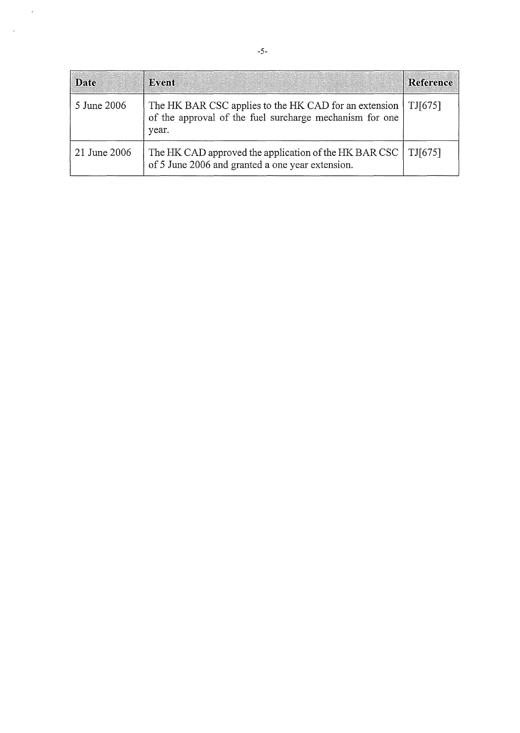| Date | Event | Reference |
|---|---|---|
| 5 June 2006 | The HK BAR CSC applies to the HK CAD for an extension of the approval of the fuel surcharge mechanism for one year. | TJ[675] |
| 21 June 2006 | The HK CAD approved the application of the HK BAR CSC of 5 June 2006 and granted a one year extension. | TJ[675] |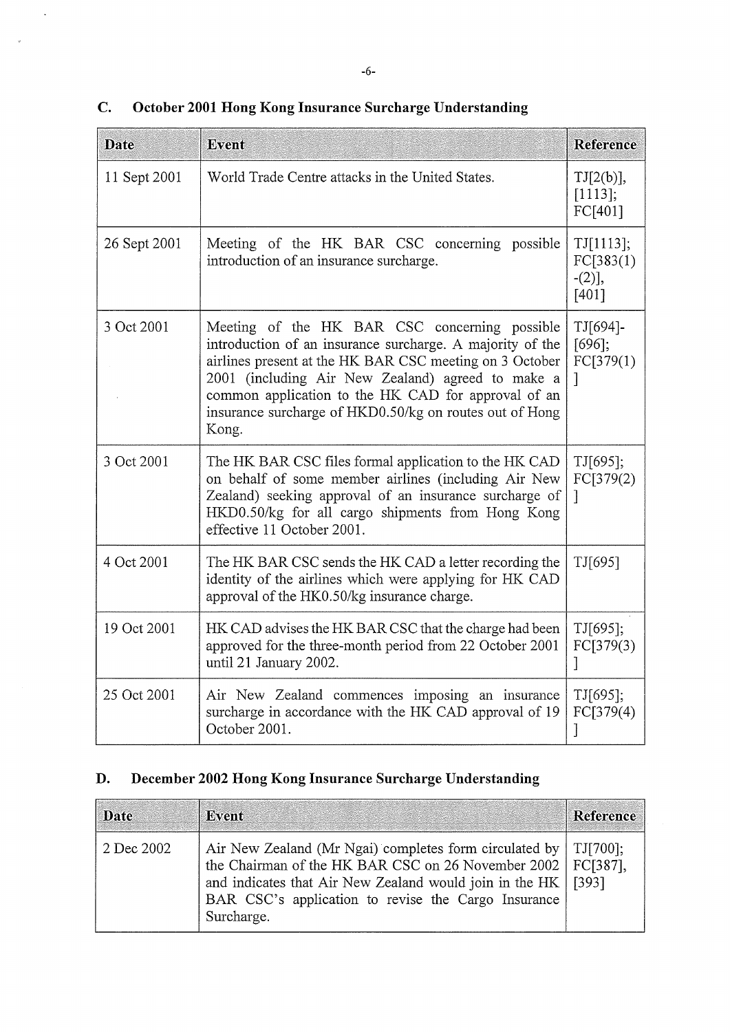## C. October 2001 Hong Kong Insurance Surcharge Understanding

| Date | Event | Reference |
|---|---|---|
| 11 Sept 2001 | World Trade Centre attacks in the United States. | TJ[2(b)], [1113]; FC[401] |
| 26 Sept 2001 | Meeting of the HK BAR CSC concerning possible introduction of an insurance surcharge. | TJ[1113]; FC[383(1)-(2)], [401] |
| 3 Oct 2001 | Meeting of the HK BAR CSC concerning possible introduction of an insurance surcharge. A majority of the airlines present at the HK BAR CSC meeting on 3 October 2001 (including Air New Zealand) agreed to make a common application to the HK CAD for approval of an insurance surcharge of HKD0.50/kg on routes out of Hong Kong. | TJ[694]-[696]; FC[379(1)] |
| 3 Oct 2001 | The HK BAR CSC files formal application to the HK CAD on behalf of some member airlines (including Air New Zealand) seeking approval of an insurance surcharge of HKD0.50/kg for all cargo shipments from Hong Kong effective 11 October 2001. | TJ[695]; FC[379(2)] |
| 4 Oct 2001 | The HK BAR CSC sends the HK CAD a letter recording the identity of the airlines which were applying for HK CAD approval of the HK0.50/kg insurance charge. | TJ[695] |
| 19 Oct 2001 | HK CAD advises the HK BAR CSC that the charge had been approved for the three-month period from 22 October 2001 until 21 January 2002. | TJ[695]; FC[379(3)] |
| 25 Oct 2001 | Air New Zealand commences imposing an insurance surcharge in accordance with the HK CAD approval of 19 October 2001. | TJ[695]; FC[379(4)] |

## D. December 2002 Hong Kong Insurance Surcharge Understanding

| Date | Event | Reference |
|---|---|---|
| 2 Dec 2002 | Air New Zealand (Mr Ngai) completes form circulated by the Chairman of the HK BAR CSC on 26 November 2002 and indicates that Air New Zealand would join in the HK BAR CSC's application to revise the Cargo Insurance Surcharge. | TJ[700]; FC[387], [393] |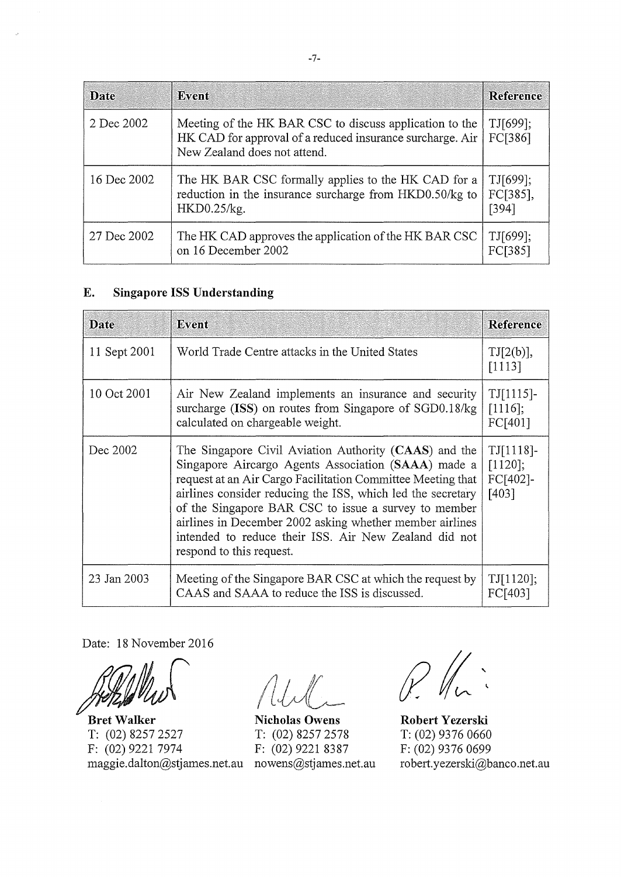| Date | Event | Reference |
| --- | --- | --- |
| 2 Dec 2002 | Meeting of the HK BAR CSC to discuss application to the HK CAD for approval of a reduced insurance surcharge. Air New Zealand does not attend. | TJ[699]; FC[386] |
| 16 Dec 2002 | The HK BAR CSC formally applies to the HK CAD for a reduction in the insurance surcharge from HKD0.50/kg to HKD0.25/kg. | TJ[699]; FC[385], [394] |
| 27 Dec 2002 | The HK CAD approves the application of the HK BAR CSC on 16 December 2002 | TJ[699]; FC[385] |

## E. Singapore ISS Understanding

| Date | Event | Reference |
| --- | --- | --- |
| 11 Sept 2001 | World Trade Centre attacks in the United States | TJ[2(b)], [1113] |
| 10 Oct 2001 | Air New Zealand implements an insurance and security surcharge (**ISS**) on routes from Singapore of SGD0.18/kg calculated on chargeable weight. | TJ[1115]-[1116]; FC[401] |
| Dec 2002 | The Singapore Civil Aviation Authority (**CAAS**) and the Singapore Aircargo Agents Association (**SAAA**) made a request at an Air Cargo Facilitation Committee Meeting that airlines consider reducing the ISS, which led the secretary of the Singapore BAR CSC to issue a survey to member airlines in December 2002 asking whether member airlines intended to reduce their ISS. Air New Zealand did not respond to this request. | TJ[1118]-[1120]; FC[402]-[403] |
| 23 Jan 2003 | Meeting of the Singapore BAR CSC at which the request by CAAS and SAAA to reduce the ISS is discussed. | TJ[1120]; FC[403] |

Date: 18 November 2016

| | | |
| --- | --- | --- |
| **Bret Walker** | **Nicholas Owens** | **Robert Yezerski** |
| T: (02) 8257 2527 | T: (02) 8257 2578 | T: (02) 9376 0660 |
| F: (02) 9221 7974 | F: (02) 9221 8387 | F: (02) 9376 0699 |
| maggie.dalton@stjames.net.au | nowens@stjames.net.au | robert.yezerski@banco.net.au |